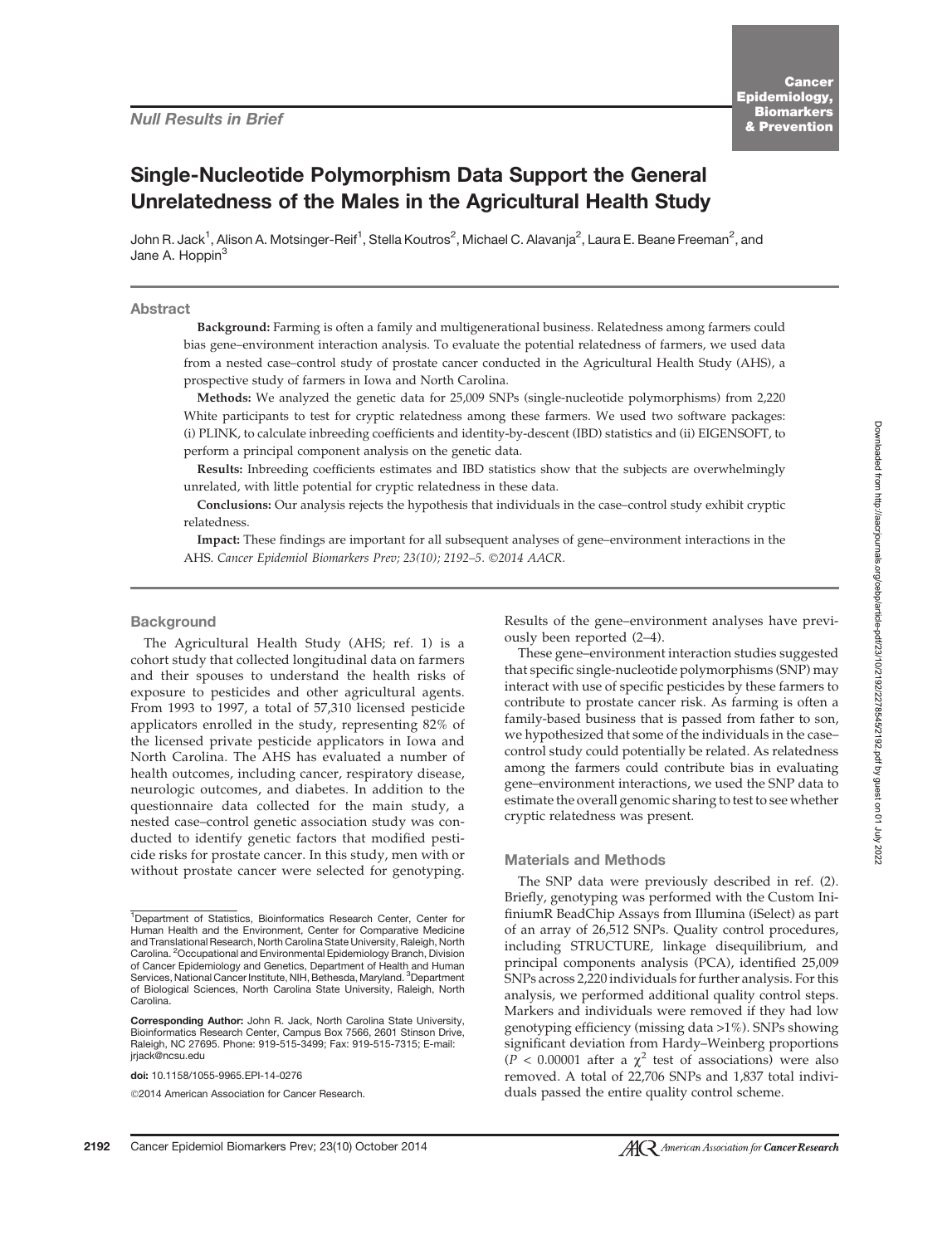*Null Results in Brief*

# Single-Nucleotide Polymorphism Data Support the General Unrelatedness of the Males in the Agricultural Health Study

John R. Jack[1], Alison A. Motsinger-Reif[1], Stella Koutros[2], Michael C. Alavanja[2], Laura E. Beane Freeman[2], and Jane A. Hoppin[3]

## Abstract

**Background:** Farming is often a family and multigenerational business. Relatedness among farmers could bias gene–environment interaction analysis. To evaluate the potential relatedness of farmers, we used data from a nested case–control study of prostate cancer conducted in the Agricultural Health Study (AHS), a prospective study of farmers in Iowa and North Carolina.

**Methods:** We analyzed the genetic data for 25,009 SNPs (single-nucleotide polymorphisms) from 2,220 White participants to test for cryptic relatedness among these farmers. We used two software packages: (i) PLINK, to calculate inbreeding coefficients and identity-by-descent (IBD) statistics and (ii) EIGENSOFT, to perform a principal component analysis on the genetic data.

**Results:** Inbreeding coefficients estimates and IBD statistics show that the subjects are overwhelmingly unrelated, with little potential for cryptic relatedness in these data.

**Conclusions:** Our analysis rejects the hypothesis that individuals in the case–control study exhibit cryptic relatedness.

**Impact:** These findings are important for all subsequent analyses of gene–environment interactions in the AHS. *Cancer Epidemiol Biomarkers Prev; 23(10); 2192–5. ©2014 AACR.*

## Background

The Agricultural Health Study (AHS; ref. 1) is a cohort study that collected longitudinal data on farmers and their spouses to understand the health risks of exposure to pesticides and other agricultural agents. From 1993 to 1997, a total of 57,310 licensed pesticide applicators enrolled in the study, representing 82% of the licensed private pesticide applicators in Iowa and North Carolina. The AHS has evaluated a number of health outcomes, including cancer, respiratory disease, neurologic outcomes, and diabetes. In addition to the questionnaire data collected for the main study, a nested case–control genetic association study was conducted to identify genetic factors that modified pesticide risks for prostate cancer. In this study, men with or without prostate cancer were selected for genotyping. Results of the gene–environment analyses have previously been reported (2–4).

These gene–environment interaction studies suggested that specific single-nucleotide polymorphisms (SNP) may interact with use of specific pesticides by these farmers to contribute to prostate cancer risk. As farming is often a family-based business that is passed from father to son, we hypothesized that some of the individuals in the case–control study could potentially be related. As relatedness among the farmers could contribute bias in evaluating gene–environment interactions, we used the SNP data to estimate the overall genomic sharing to test to see whether cryptic relatedness was present.

## Materials and Methods

The SNP data were previously described in ref. (2). Briefly, genotyping was performed with the Custom InifiumR BeadChip Assays from Illumina (iSelect) as part of an array of 26,512 SNPs. Quality control procedures, including STRUCTURE, linkage disequilibrium, and principal components analysis (PCA), identified 25,009 SNPs across 2,220 individuals for further analysis. For this analysis, we performed additional quality control steps. Markers and individuals were removed if they had low genotyping efficiency (missing data >1%). SNPs showing significant deviation from Hardy–Weinberg proportions ($P < 0.00001$ after a $\chi^2$ test of associations) were also removed. A total of 22,706 SNPs and 1,837 total individuals passed the entire quality control scheme.

[1]Department of Statistics, Bioinformatics Research Center, Center for Human Health and the Environment, Center for Comparative Medicine and Translational Research, North Carolina State University, Raleigh, North Carolina. [2]Occupational and Environmental Epidemiology Branch, Division of Cancer Epidemiology and Genetics, Department of Health and Human Services, National Cancer Institute, NIH, Bethesda, Maryland. [3]Department of Biological Sciences, North Carolina State University, Raleigh, North Carolina.

**Corresponding Author:** John R. Jack, North Carolina State University, Bioinformatics Research Center, Campus Box 7566, 2601 Stinson Drive, Raleigh, NC 27695. Phone: 919-515-3499; Fax: 919-515-7315; E-mail: jrjack@ncsu.edu

**doi:** 10.1158/1055-9965.EPI-14-0276

©2014 American Association for Cancer Research.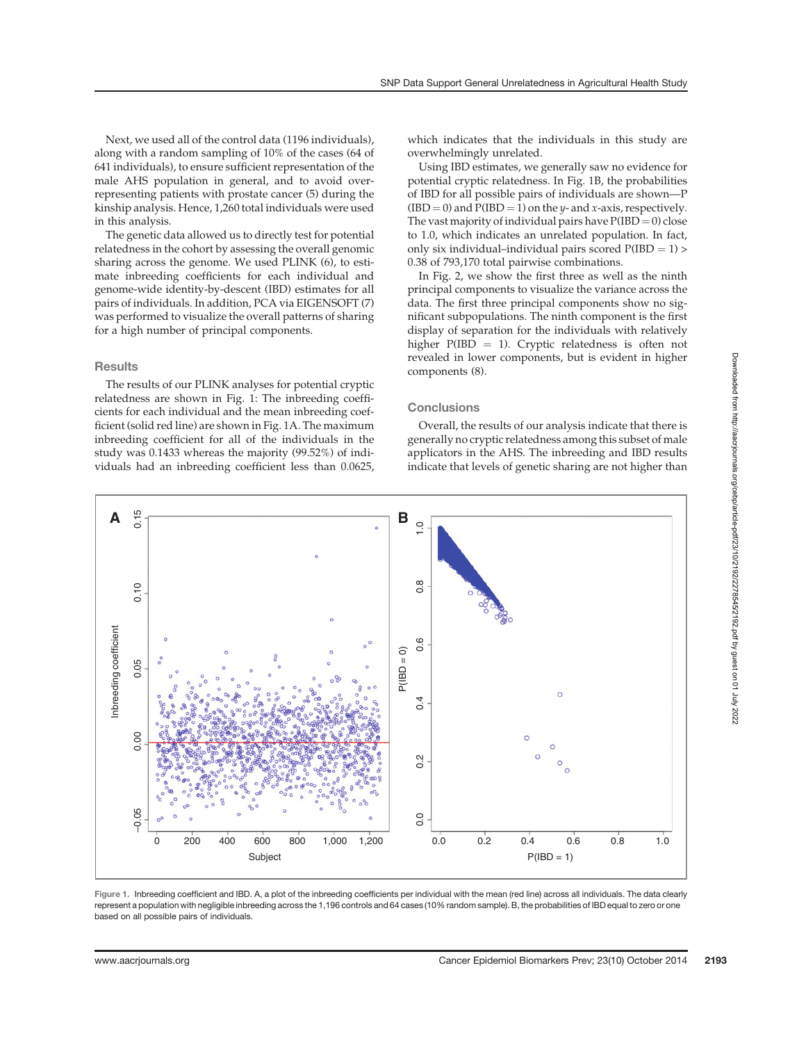Next, we used all of the control data (1196 individuals), along with a random sampling of 10% of the cases (64 of 641 individuals), to ensure sufficient representation of the male AHS population in general, and to avoid over-representing patients with prostate cancer (5) during the kinship analysis. Hence, 1,260 total individuals were used in this analysis.

The genetic data allowed us to directly test for potential relatedness in the cohort by assessing the overall genomic sharing across the genome. We used PLINK (6), to estimate inbreeding coefficients for each individual and genome-wide identity-by-descent (IBD) estimates for all pairs of individuals. In addition, PCA via EIGENSOFT (7) was performed to visualize the overall patterns of sharing for a high number of principal components.

## Results

The results of our PLINK analyses for potential cryptic relatedness are shown in Fig. 1: The inbreeding coefficients for each individual and the mean inbreeding coefficient (solid red line) are shown in Fig. 1A. The maximum inbreeding coefficient for all of the individuals in the study was 0.1433 whereas the majority (99.52%) of individuals had an inbreeding coefficient less than 0.0625, which indicates that the individuals in this study are overwhelmingly unrelated.

Using IBD estimates, we generally saw no evidence for potential cryptic relatedness. In Fig. 1B, the probabilities of IBD for all possible pairs of individuals are shown—P(IBD = 0) and P(IBD = 1) on the *y*- and *x*-axis, respectively. The vast majority of individual pairs have P(IBD = 0) close to 1.0, which indicates an unrelated population. In fact, only six individual–individual pairs scored P(IBD = 1) > 0.38 of 793,170 total pairwise combinations.

In Fig. 2, we show the first three as well as the ninth principal components to visualize the variance across the data. The first three principal components show no significant subpopulations. The ninth component is the first display of separation for the individuals with relatively higher P(IBD = 1). Cryptic relatedness is often not revealed in lower components, but is evident in higher components (8).

## Conclusions

Overall, the results of our analysis indicate that there is generally no cryptic relatedness among this subset of male applicators in the AHS. The inbreeding and IBD results indicate that levels of genetic sharing are not higher than

**Figure 1.** Inbreeding coefficient and IBD. A, a plot of the inbreeding coefficients per individual with the mean (red line) across all individuals. The data clearly represent a population with negligible inbreeding across the 1,196 controls and 64 cases (10% random sample). B, the probabilities of IBD equal to zero or one based on all possible pairs of individuals.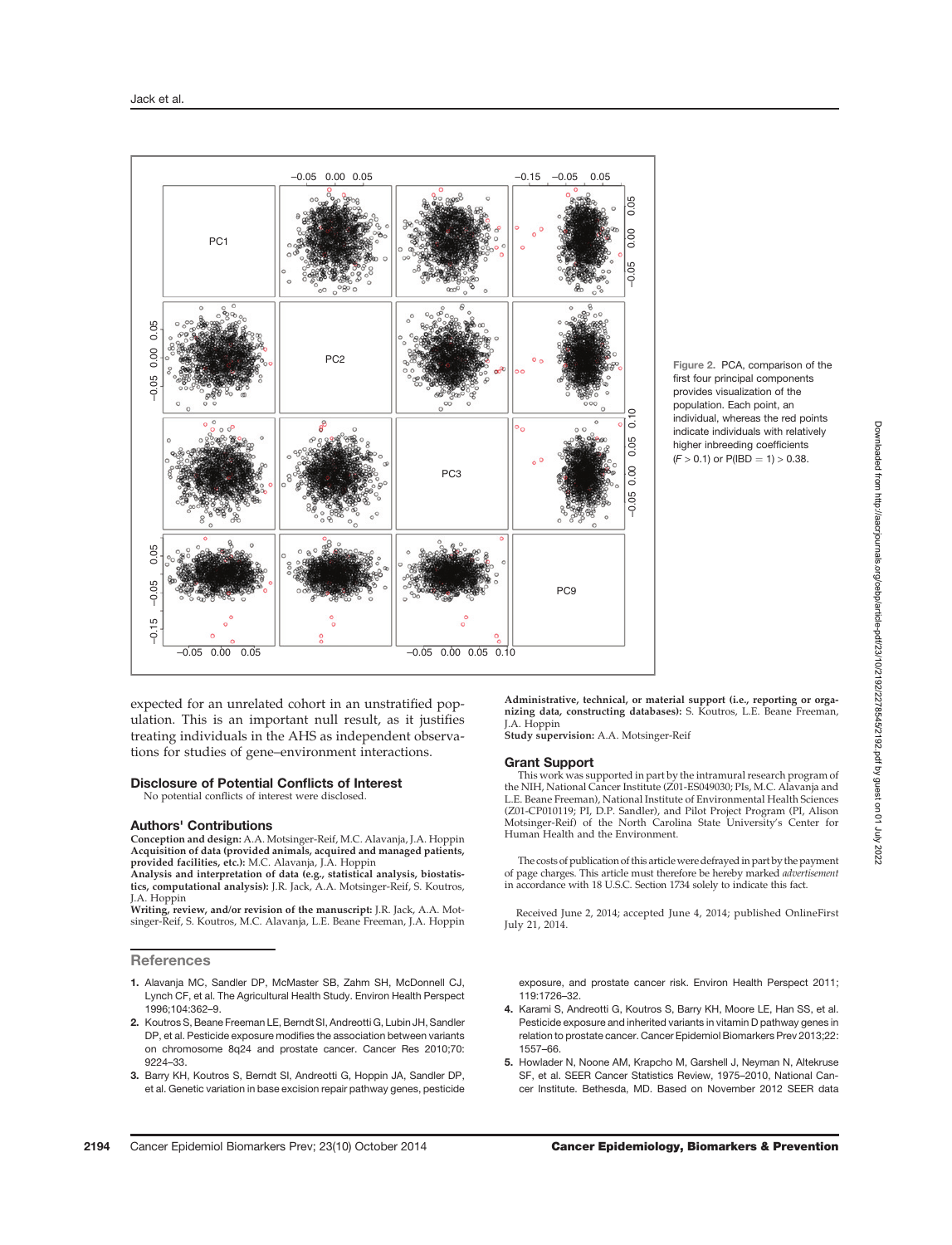PC1

PC2

PC3

PC9

−0.05 0.00 0.05

−0.15 −0.05 0.05

0.05 0.00 −0.05

−0.05 0.00 0.05

0.10 0.05 0.00 −0.05

0.05 −0.05 −0.15

−0.05 0.00 0.05

−0.05 0.00 0.05 0.10

Figure 2. PCA, comparison of the first four principal components provides visualization of the population. Each point, an individual, whereas the red points indicate individuals with relatively higher inbreeding coefficients ($F > 0.1$) or $P(IBD = 1) > 0.38$.

expected for an unrelated cohort in an unstratified population. This is an important null result, as it justifies treating individuals in the AHS as independent observations for studies of gene–environment interactions.

## Disclosure of Potential Conflicts of Interest

No potential conflicts of interest were disclosed.

## Authors' Contributions

**Conception and design:** A.A. Motsinger-Reif, M.C. Alavanja, J.A. Hoppin
**Acquisition of data (provided animals, acquired and managed patients, provided facilities, etc.):** M.C. Alavanja, J.A. Hoppin
**Analysis and interpretation of data (e.g., statistical analysis, biostatistics, computational analysis):** J.R. Jack, A.A. Motsinger-Reif, S. Koutros, J.A. Hoppin
**Writing, review, and/or revision of the manuscript:** J.R. Jack, A.A. Motsinger-Reif, S. Koutros, M.C. Alavanja, L.E. Beane Freeman, J.A. Hoppin
**Administrative, technical, or material support (i.e., reporting or organizing data, constructing databases):** S. Koutros, L.E. Beane Freeman, J.A. Hoppin
**Study supervision:** A.A. Motsinger-Reif

## Grant Support

This work was supported in part by the intramural research program of the NIH, National Cancer Institute (Z01-ES049030; PIs, M.C. Alavanja and L.E. Beane Freeman), National Institute of Environmental Health Sciences (Z01-CP010119; PI, D.P. Sandler), and Pilot Project Program (PI, Alison Motsinger-Reif) of the North Carolina State University's Center for Human Health and the Environment.

The costs of publication of this article were defrayed in part by the payment of page charges. This article must therefore be hereby marked *advertisement* in accordance with 18 U.S.C. Section 1734 solely to indicate this fact.

Received June 2, 2014; accepted June 4, 2014; published OnlineFirst July 21, 2014.

## References

1. Alavanja MC, Sandler DP, McMaster SB, Zahm SH, McDonnell CJ, Lynch CF, et al. The Agricultural Health Study. Environ Health Perspect 1996;104:362–9.
2. Koutros S, Beane Freeman LE, Berndt SI, Andreotti G, Lubin JH, Sandler DP, et al. Pesticide exposure modifies the association between variants on chromosome 8q24 and prostate cancer. Cancer Res 2010;70:9224–33.
3. Barry KH, Koutros S, Berndt SI, Andreotti G, Hoppin JA, Sandler DP, et al. Genetic variation in base excision repair pathway genes, pesticide exposure, and prostate cancer risk. Environ Health Perspect 2011;119:1726–32.
4. Karami S, Andreotti G, Koutros S, Barry KH, Moore LE, Han SS, et al. Pesticide exposure and inherited variants in vitamin D pathway genes in relation to prostate cancer. Cancer Epidemiol Biomarkers Prev 2013;22:1557–66.
5. Howlader N, Noone AM, Krapcho M, Garshell J, Neyman N, Altekruse SF, et al. SEER Cancer Statistics Review, 1975–2010, National Cancer Institute. Bethesda, MD. Based on November 2012 SEER data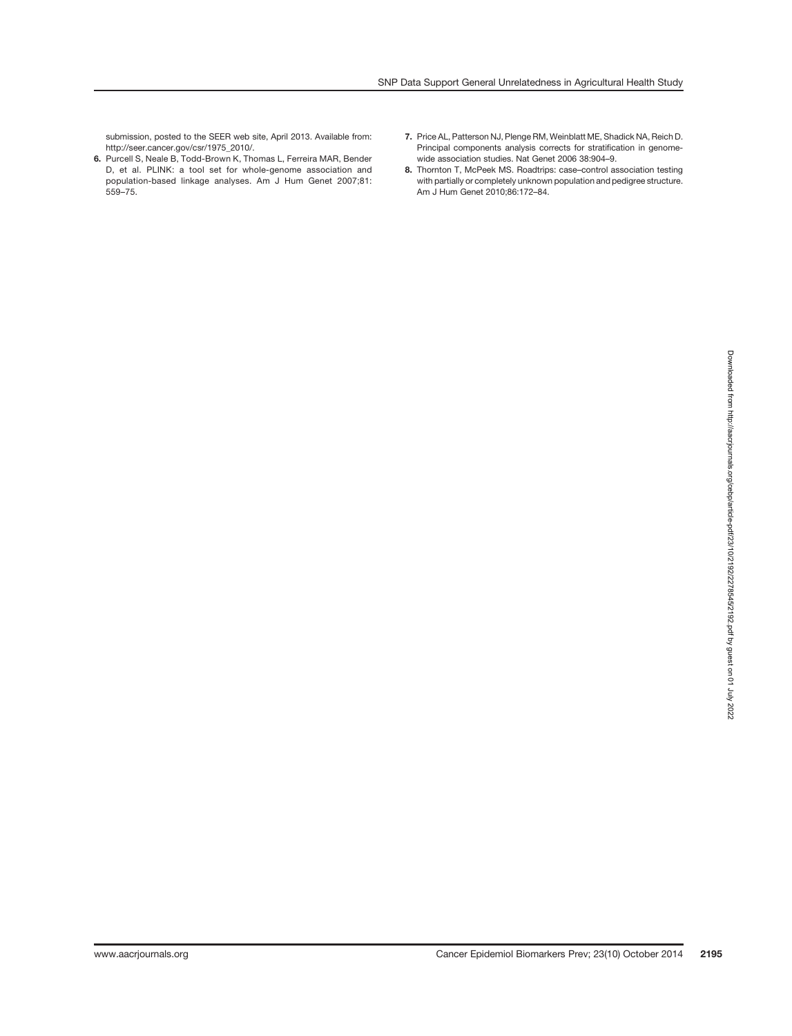submission, posted to the SEER web site, April 2013. Available from: http://seer.cancer.gov/csr/1975_2010/.

6. Purcell S, Neale B, Todd-Brown K, Thomas L, Ferreira MAR, Bender D, et al. PLINK: a tool set for whole-genome association and population-based linkage analyses. Am J Hum Genet 2007;81: 559–75.
7. Price AL, Patterson NJ, Plenge RM, Weinblatt ME, Shadick NA, Reich D. Principal components analysis corrects for stratification in genome-wide association studies. Nat Genet 2006 38:904–9.
8. Thornton T, McPeek MS. Roadtrips: case–control association testing with partially or completely unknown population and pedigree structure. Am J Hum Genet 2010;86:172–84.